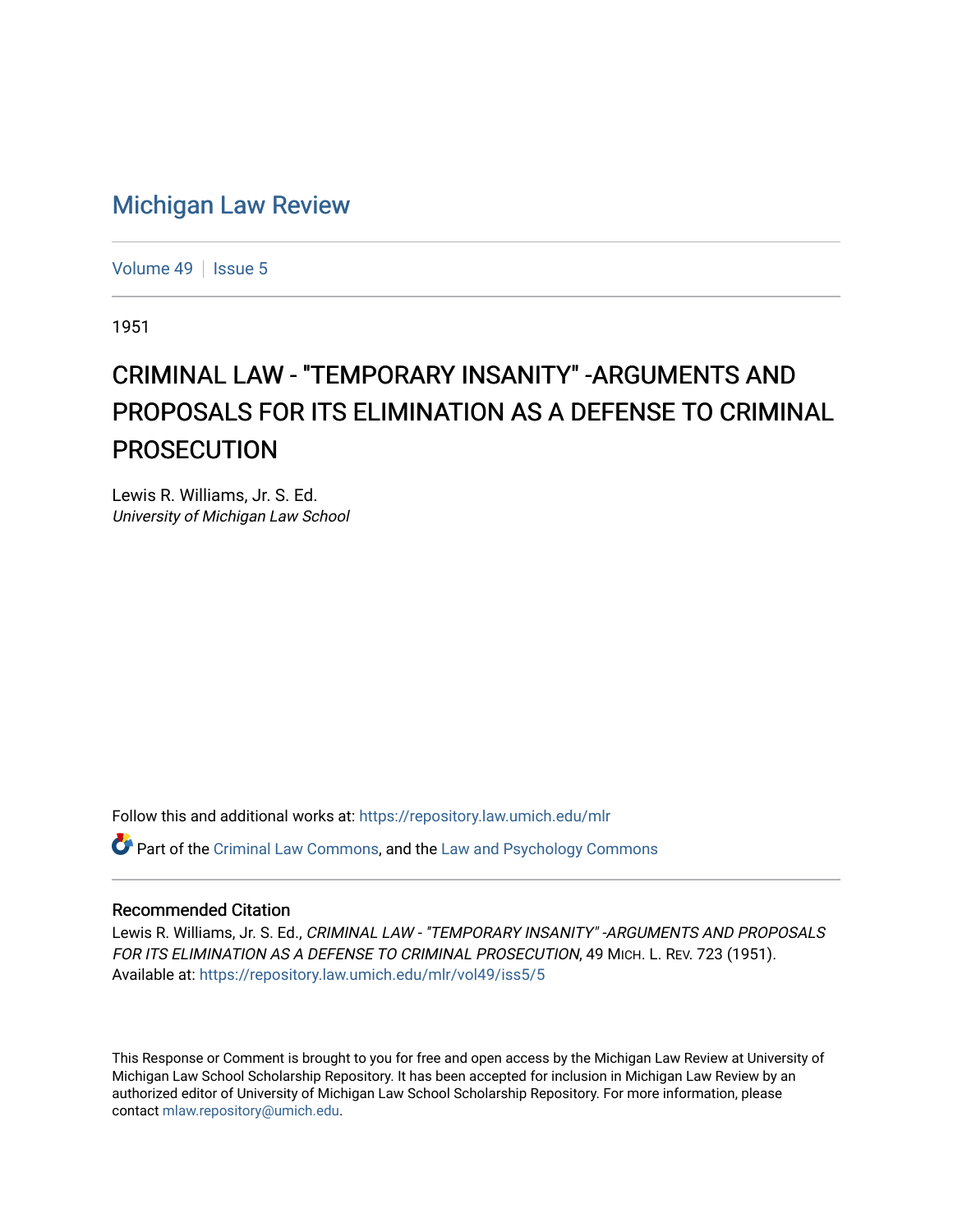# Michigan Law Review

Volume 49 | Issue 5

1951

## CRIMINAL LAW - "TEMPORARY INSANITY" -ARGUMENTS AND PROPOSALS FOR ITS ELIMINATION AS A DEFENSE TO CRIMINAL PROSECUTION

Lewis R. Williams, Jr. S. Ed.
*University of Michigan Law School*

Follow this and additional works at: https://repository.law.umich.edu/mlr

Part of the Criminal Law Commons, and the Law and Psychology Commons

### Recommended Citation

Lewis R. Williams, Jr. S. Ed., *CRIMINAL LAW - "TEMPORARY INSANITY" -ARGUMENTS AND PROPOSALS FOR ITS ELIMINATION AS A DEFENSE TO CRIMINAL PROSECUTION*, 49 MICH. L. REV. 723 (1951).
Available at: https://repository.law.umich.edu/mlr/vol49/iss5/5

This Response or Comment is brought to you for free and open access by the Michigan Law Review at University of Michigan Law School Scholarship Repository. It has been accepted for inclusion in Michigan Law Review by an authorized editor of University of Michigan Law School Scholarship Repository. For more information, please contact mlaw.repository@umich.edu.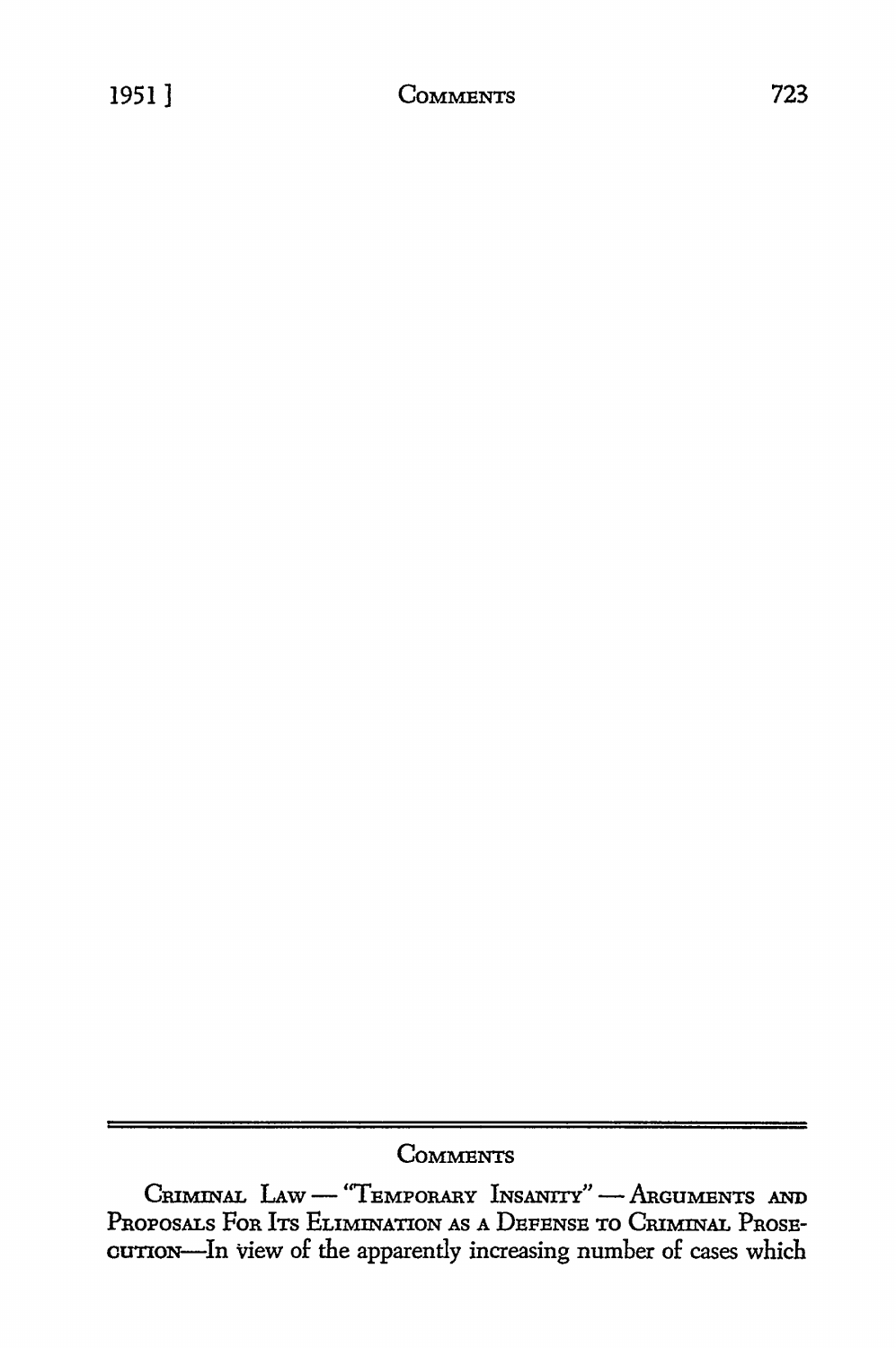## Comments

Criminal Law — "Temporary Insanity" — Arguments and Proposals For Its Elimination as a Defense to Criminal Prosecution—In view of the apparently increasing number of cases which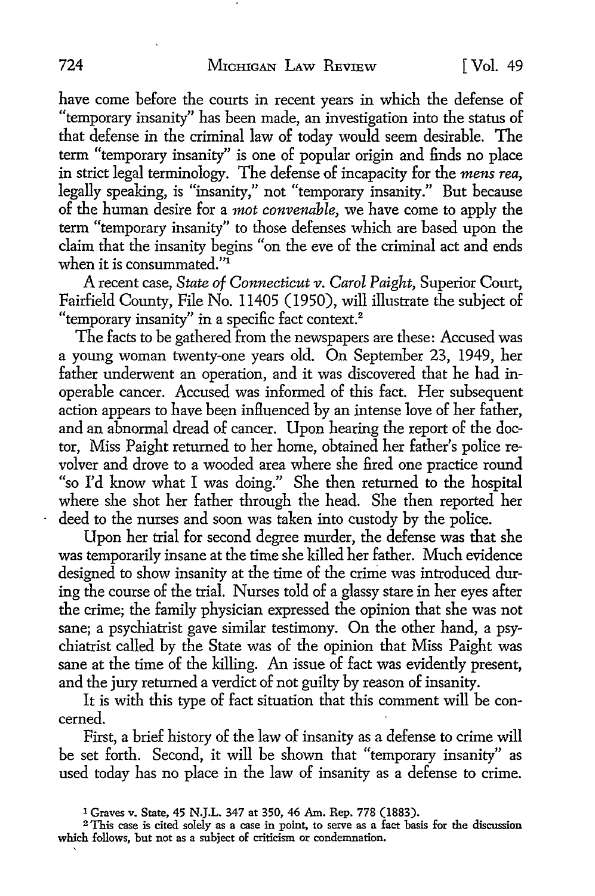have come before the courts in recent years in which the defense of "temporary insanity" has been made, an investigation into the status of that defense in the criminal law of today would seem desirable. The term "temporary insanity" is one of popular origin and finds no place in strict legal terminology. The defense of incapacity for the *mens rea,* legally speaking, is "insanity," not "temporary insanity." But because of the human desire for a *mot convenable,* we have come to apply the term "temporary insanity" to those defenses which are based upon the claim that the insanity begins "on the eve of the criminal act and ends when it is consummated."[1]

A recent case, *State of Connecticut v. Carol Paight,* Superior Court, Fairfield County, File No. 11405 (1950), will illustrate the subject of "temporary insanity" in a specific fact context.[2]

The facts to be gathered from the newspapers are these: Accused was a young woman twenty-one years old. On September 23, 1949, her father underwent an operation, and it was discovered that he had inoperable cancer. Accused was informed of this fact. Her subsequent action appears to have been influenced by an intense love of her father, and an abnormal dread of cancer. Upon hearing the report of the doctor, Miss Paight returned to her home, obtained her father's police revolver and drove to a wooded area where she fired one practice round "so I'd know what I was doing." She then returned to the hospital where she shot her father through the head. She then reported her deed to the nurses and soon was taken into custody by the police.

Upon her trial for second degree murder, the defense was that she was temporarily insane at the time she killed her father. Much evidence designed to show insanity at the time of the crime was introduced during the course of the trial. Nurses told of a glassy stare in her eyes after the crime; the family physician expressed the opinion that she was not sane; a psychiatrist gave similar testimony. On the other hand, a psychiatrist called by the State was of the opinion that Miss Paight was sane at the time of the killing. An issue of fact was evidently present, and the jury returned a verdict of not guilty by reason of insanity.

It is with this type of fact situation that this comment will be concerned.

First, a brief history of the law of insanity as a defense to crime will be set forth. Second, it will be shown that "temporary insanity" as used today has no place in the law of insanity as a defense to crime.

---

[1] Graves v. State, 45 N.J.L. 347 at 350, 46 Am. Rep. 778 (1883).

[2] This case is cited solely as a case in point, to serve as a fact basis for the discussion which follows, but not as a subject of criticism or condemnation.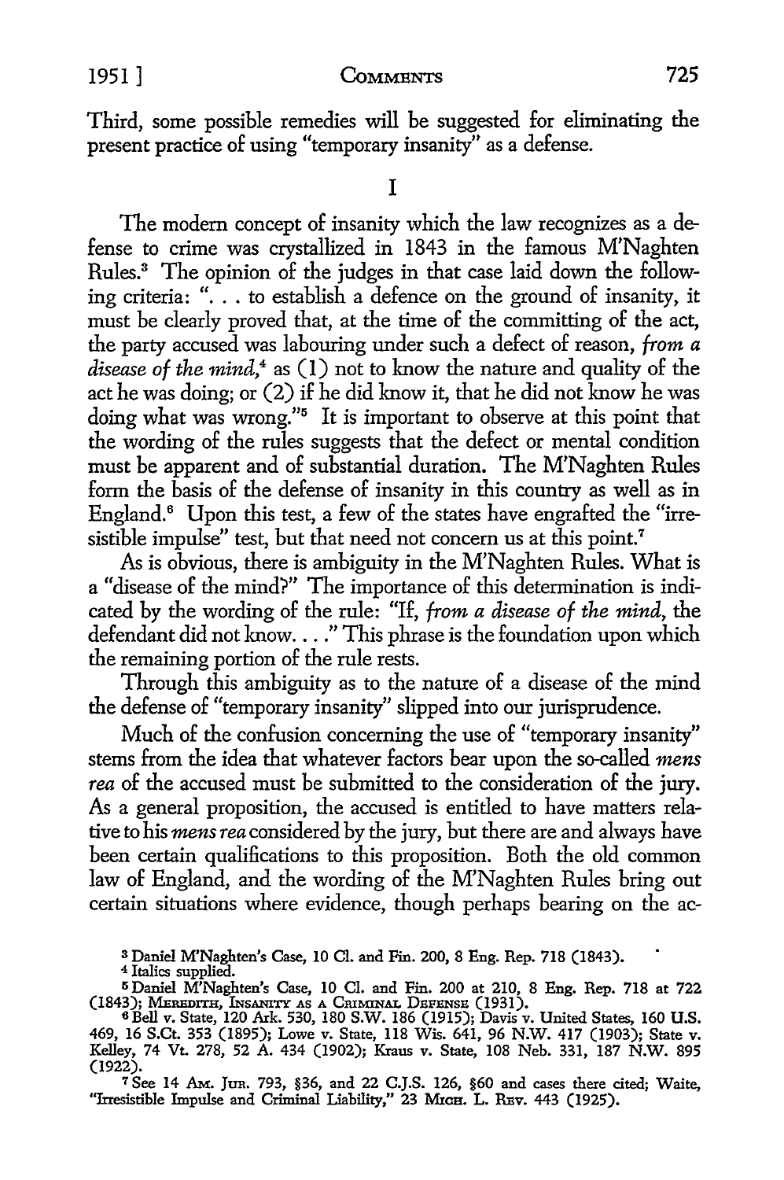Third, some possible remedies will be suggested for eliminating the present practice of using "temporary insanity" as a defense.

# I

The modern concept of insanity which the law recognizes as a defense to crime was crystallized in 1843 in the famous M'Naghten Rules.[3] The opinion of the judges in that case laid down the following criteria: ". . . to establish a defence on the ground of insanity, it must be clearly proved that, at the time of the committing of the act, the party accused was labouring under such a defect of reason, *from a disease of the mind*,[4] as (1) not to know the nature and quality of the act he was doing; or (2) if he did know it, that he did not know he was doing what was wrong."[5] It is important to observe at this point that the wording of the rules suggests that the defect or mental condition must be apparent and of substantial duration. The M'Naghten Rules form the basis of the defense of insanity in this country as well as in England.[6] Upon this test, a few of the states have engrafted the "irresistible impulse" test, but that need not concern us at this point.[7]

As is obvious, there is ambiguity in the M'Naghten Rules. What is a "disease of the mind?" The importance of this determination is indicated by the wording of the rule: "If, *from a disease of the mind*, the defendant did not know. . . ." This phrase is the foundation upon which the remaining portion of the rule rests.

Through this ambiguity as to the nature of a disease of the mind the defense of "temporary insanity" slipped into our jurisprudence.

Much of the confusion concerning the use of "temporary insanity" stems from the idea that whatever factors bear upon the so-called *mens rea* of the accused must be submitted to the consideration of the jury. As a general proposition, the accused is entitled to have matters relative to his *mens rea* considered by the jury, but there are and always have been certain qualifications to this proposition. Both the old common law of England, and the wording of the M'Naghten Rules bring out certain situations where evidence, though perhaps bearing on the ac-

---

[3] Daniel M'Naghten's Case, 10 Cl. and Fin. 200, 8 Eng. Rep. 718 (1843).

[4] Italics supplied.

[5] Daniel M'Naghten's Case, 10 Cl. and Fin. 200 at 210, 8 Eng. Rep. 718 at 722 (1843); Meredith, Insanity as a Criminal Defense (1931).

[6] Bell v. State, 120 Ark. 530, 180 S.W. 186 (1915); Davis v. United States, 160 U.S. 469, 16 S.Ct. 353 (1895); Lowe v. State, 118 Wis. 641, 96 N.W. 417 (1903); State v. Kelley, 74 Vt. 278, 52 A. 434 (1902); Kraus v. State, 108 Neb. 331, 187 N.W. 895 (1922).

[7] See 14 Am. Jur. 793, §36, and 22 C.J.S. 126, §60 and cases there cited; Waite, "Irresistible Impulse and Criminal Liability," 23 Mich. L. Rev. 443 (1925).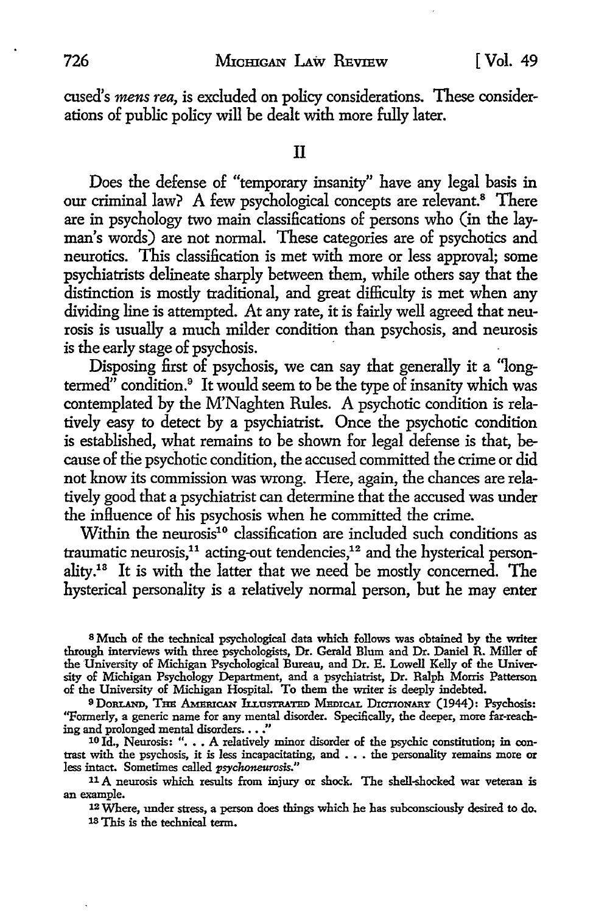cused's *mens rea*, is excluded on policy considerations. These considerations of public policy will be dealt with more fully later.

## II

Does the defense of "temporary insanity" have any legal basis in our criminal law? A few psychological concepts are relevant.[8] There are in psychology two main classifications of persons who (in the layman's words) are not normal. These categories are of psychotics and neurotics. This classification is met with more or less approval; some psychiatrists delineate sharply between them, while others say that the distinction is mostly traditional, and great difficulty is met when any dividing line is attempted. At any rate, it is fairly well agreed that neurosis is usually a much milder condition than psychosis, and neurosis is the early stage of psychosis.

Disposing first of psychosis, we can say that generally it a "long-termed" condition.[9] It would seem to be the type of insanity which was contemplated by the M'Naghten Rules. A psychotic condition is relatively easy to detect by a psychiatrist. Once the psychotic condition is established, what remains to be shown for legal defense is that, because of the psychotic condition, the accused committed the crime or did not know its commission was wrong. Here, again, the chances are relatively good that a psychiatrist can determine that the accused was under the influence of his psychosis when he committed the crime.

Within the neurosis[10] classification are included such conditions as traumatic neurosis,[11] acting-out tendencies,[12] and the hysterical personality.[13] It is with the latter that we need be mostly concerned. The hysterical personality is a relatively normal person, but he may enter

---

[8] Much of the technical psychological data which follows was obtained by the writer through interviews with three psychologists, Dr. Gerald Blum and Dr. Daniel R. Miller of the University of Michigan Psychological Bureau, and Dr. E. Lowell Kelly of the University of Michigan Psychology Department, and a psychiatrist, Dr. Ralph Morris Patterson of the University of Michigan Hospital. To them the writer is deeply indebted.

[9] Dorland, The American Illustrated Medical Dictionary (1944): Psychosis: "Formerly, a generic name for any mental disorder. Specifically, the deeper, more far-reaching and prolonged mental disorders. . . ."

[10] Id., Neurosis: ". . . A relatively minor disorder of the psychic constitution; in contrast with the psychosis, it is less incapacitating, and . . . the personality remains more or less intact. Sometimes called *psychoneurosis*."

[11] A neurosis which results from injury or shock. The shell-shocked war veteran is an example.

[12] Where, under stress, a person does things which he has subconsciously desired to do.

[13] This is the technical term.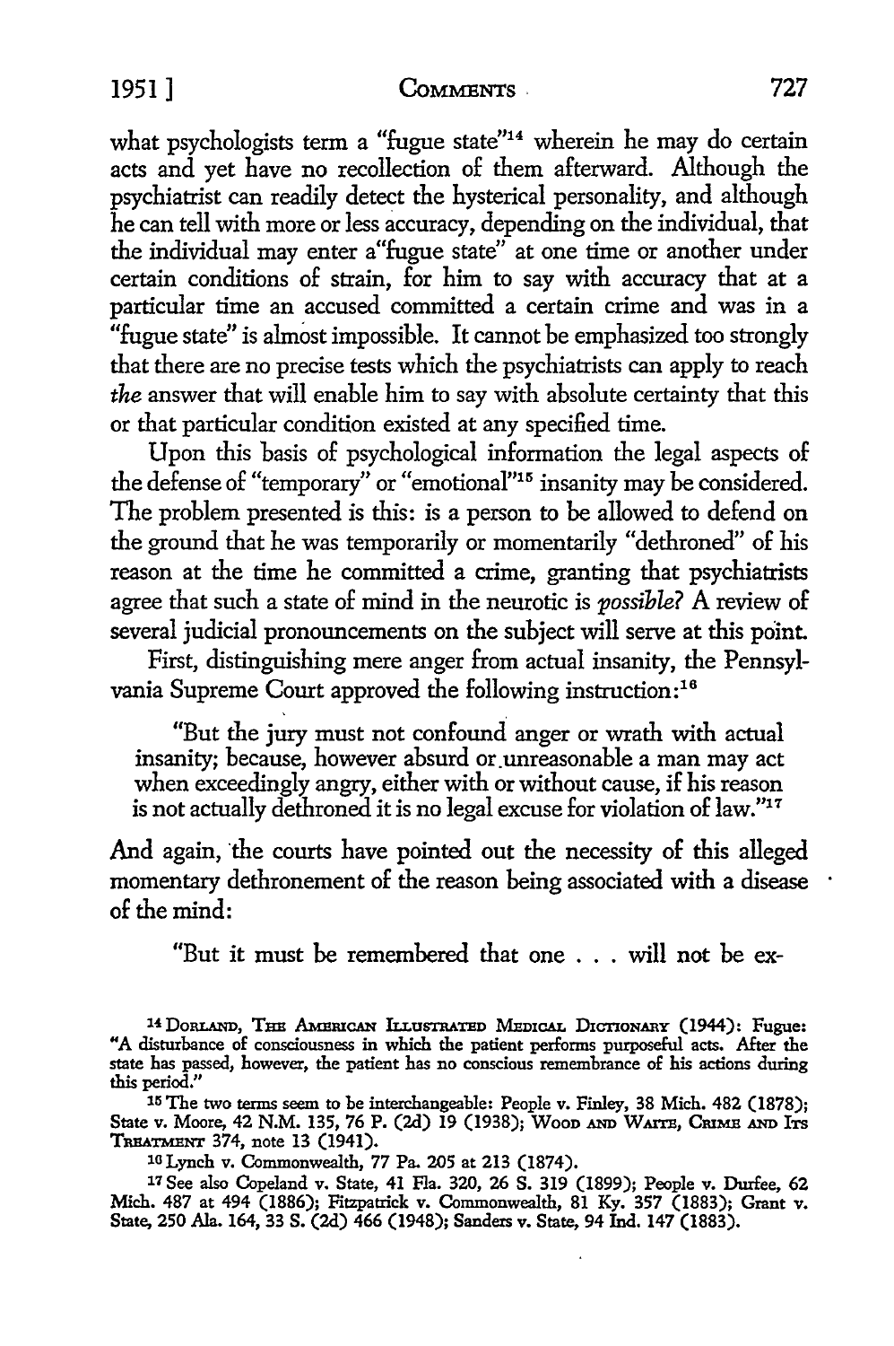what psychologists term a "fugue state"[14] wherein he may do certain acts and yet have no recollection of them afterward. Although the psychiatrist can readily detect the hysterical personality, and although he can tell with more or less accuracy, depending on the individual, that the individual may enter a "fugue state" at one time or another under certain conditions of strain, for him to say with accuracy that at a particular time an accused committed a certain crime and was in a "fugue state" is almost impossible. It cannot be emphasized too strongly that there are no precise tests which the psychiatrists can apply to reach *the* answer that will enable him to say with absolute certainty that this or that particular condition existed at any specified time.

Upon this basis of psychological information the legal aspects of the defense of "temporary" or "emotional"[15] insanity may be considered. The problem presented is this: is a person to be allowed to defend on the ground that he was temporarily or momentarily "dethroned" of his reason at the time he committed a crime, granting that psychiatrists agree that such a state of mind in the neurotic is *possible?* A review of several judicial pronouncements on the subject will serve at this point.

First, distinguishing mere anger from actual insanity, the Pennsylvania Supreme Court approved the following instruction:[16]

> "But the jury must not confound anger or wrath with actual insanity; because, however absurd or unreasonable a man may act when exceedingly angry, either with or without cause, if his reason is not actually dethroned it is no legal excuse for violation of law."[17]

And again, the courts have pointed out the necessity of this alleged momentary dethronement of the reason being associated with a disease of the mind:

> "But it must be remembered that one . . . will not be ex-

[14] DORLAND, THE AMERICAN ILLUSTRATED MEDICAL DICTIONARY (1944): Fugue: "A disturbance of consciousness in which the patient performs purposeful acts. After the state has passed, however, the patient has no conscious remembrance of his actions during this period."

[15] The two terms seem to be interchangeable: People v. Finley, 38 Mich. 482 (1878); State v. Moore, 42 N.M. 135, 76 P. (2d) 19 (1938); WOOD AND WAITE, CRIME AND ITS TREATMENT 374, note 13 (1941).

[16] Lynch v. Commonwealth, 77 Pa. 205 at 213 (1874).

[17] See also Copeland v. State, 41 Fla. 320, 26 S. 319 (1899); People v. Durfee, 62 Mich. 487 at 494 (1886); Fitzpatrick v. Commonwealth, 81 Ky. 357 (1883); Grant v. State, 250 Ala. 164, 33 S. (2d) 466 (1948); Sanders v. State, 94 Ind. 147 (1883).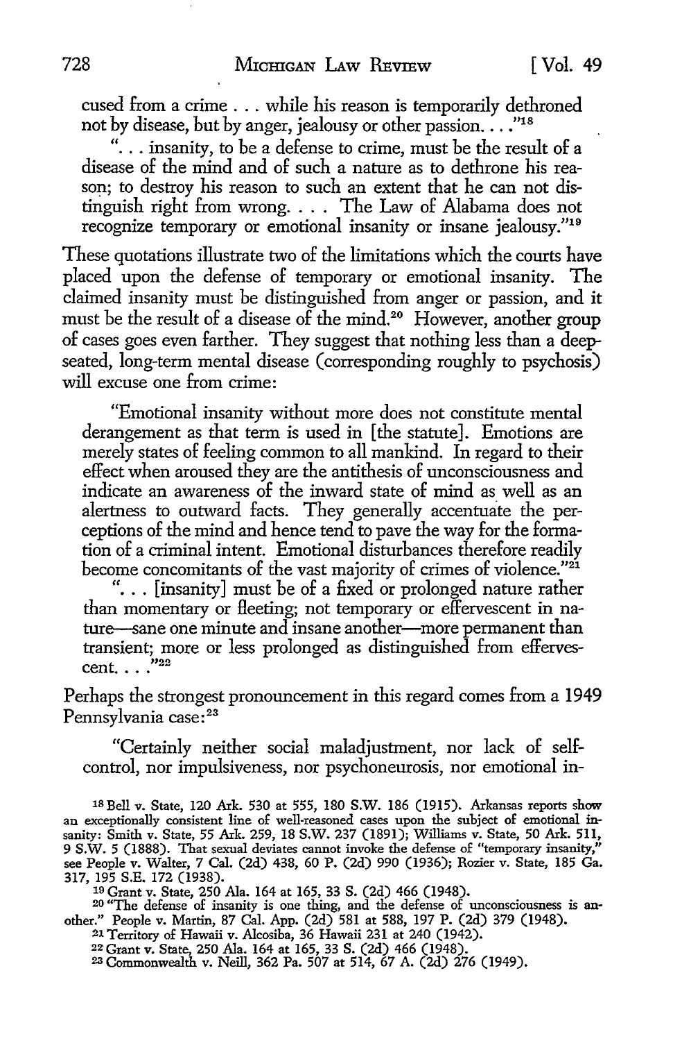cused from a crime . . . while his reason is temporarily dethroned not by disease, but by anger, jealousy or other passion. . . ."[18]

> ". . . insanity, to be a defense to crime, must be the result of a disease of the mind and of such a nature as to dethrone his reason; to destroy his reason to such an extent that he can not distinguish right from wrong. . . . The Law of Alabama does not recognize temporary or emotional insanity or insane jealousy."[19]

These quotations illustrate two of the limitations which the courts have placed upon the defense of temporary or emotional insanity. The claimed insanity must be distinguished from anger or passion, and it must be the result of a disease of the mind.[20] However, another group of cases goes even farther. They suggest that nothing less than a deep-seated, long-term mental disease (corresponding roughly to psychosis) will excuse one from crime:

> "Emotional insanity without more does not constitute mental derangement as that term is used in [the statute]. Emotions are merely states of feeling common to all mankind. In regard to their effect when aroused they are the antithesis of unconsciousness and indicate an awareness of the inward state of mind as well as an alertness to outward facts. They generally accentuate the perceptions of the mind and hence tend to pave the way for the formation of a criminal intent. Emotional disturbances therefore readily become concomitants of the vast majority of crimes of violence."[21]

> ". . . [insanity] must be of a fixed or prolonged nature rather than momentary or fleeting; not temporary or effervescent in nature—sane one minute and insane another—more permanent than transient; more or less prolonged as distinguished from effervescent. . . ."[22]

Perhaps the strongest pronouncement in this regard comes from a 1949 Pennsylvania case:[23]

> "Certainly neither social maladjustment, nor lack of self-control, nor impulsiveness, nor psychoneurosis, nor emotional in-

---

[18] Bell v. State, 120 Ark. 530 at 555, 180 S.W. 186 (1915). Arkansas reports show an exceptionally consistent line of well-reasoned cases upon the subject of emotional insanity: Smith v. State, 55 Ark. 259, 18 S.W. 237 (1891); Williams v. State, 50 Ark. 511, 9 S.W. 5 (1888). That sexual deviates cannot invoke the defense of "temporary insanity," see People v. Walter, 7 Cal. (2d) 438, 60 P. (2d) 990 (1936); Rozier v. State, 185 Ga. 317, 195 S.E. 172 (1938).

[19] Grant v. State, 250 Ala. 164 at 165, 33 S. (2d) 466 (1948).

[20] "The defense of insanity is one thing, and the defense of unconsciousness is another." People v. Martin, 87 Cal. App. (2d) 581 at 588, 197 P. (2d) 379 (1948).

[21] Territory of Hawaii v. Alcosiba, 36 Hawaii 231 at 240 (1942).

[22] Grant v. State, 250 Ala. 164 at 165, 33 S. (2d) 466 (1948).

[23] Commonwealth v. Neill, 362 Pa. 507 at 514, 67 A. (2d) 276 (1949).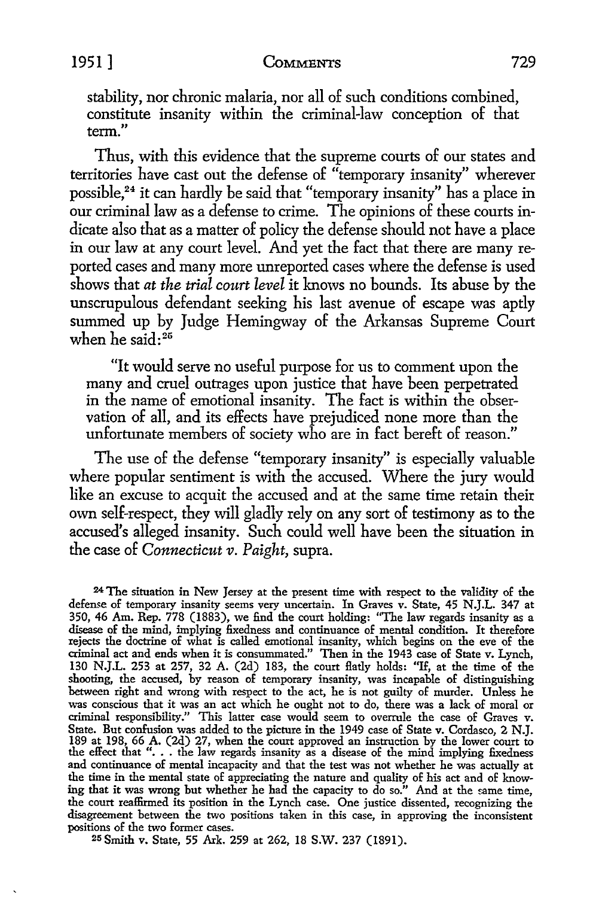stability, nor chronic malaria, nor all of such conditions combined, constitute insanity within the criminal-law conception of that term."

Thus, with this evidence that the supreme courts of our states and territories have cast out the defense of "temporary insanity" wherever possible,[24] it can hardly be said that "temporary insanity" has a place in our criminal law as a defense to crime. The opinions of these courts indicate also that as a matter of policy the defense should not have a place in our law at any court level. And yet the fact that there are many reported cases and many more unreported cases where the defense is used shows that *at the trial court level* it knows no bounds. Its abuse by the unscrupulous defendant seeking his last avenue of escape was aptly summed up by Judge Hemingway of the Arkansas Supreme Court when he said:[25]

> "It would serve no useful purpose for us to comment upon the many and cruel outrages upon justice that have been perpetrated in the name of emotional insanity. The fact is within the observation of all, and its effects have prejudiced none more than the unfortunate members of society who are in fact bereft of reason."

The use of the defense "temporary insanity" is especially valuable where popular sentiment is with the accused. Where the jury would like an excuse to acquit the accused and at the same time retain their own self-respect, they will gladly rely on any sort of testimony as to the accused's alleged insanity. Such could well have been the situation in the case of *Connecticut v. Paight,* supra.

[24] The situation in New Jersey at the present time with respect to the validity of the defense of temporary insanity seems very uncertain. In Graves v. State, 45 N.J.L. 347 at 350, 46 Am. Rep. 778 (1883), we find the court holding: "The law regards insanity as a disease of the mind, implying fixedness and continuance of mental condition. It therefore rejects the doctrine of what is called emotional insanity, which begins on the eve of the criminal act and ends when it is consummated." Then in the 1943 case of State v. Lynch, 130 N.J.L. 253 at 257, 32 A. (2d) 183, the court flatly holds: "If, at the time of the shooting, the accused, by reason of temporary insanity, was incapable of distinguishing between right and wrong with respect to the act, he is not guilty of murder. Unless he was conscious that it was an act which he ought not to do, there was a lack of moral or criminal responsibility." This latter case would seem to overrule the case of Graves v. State. But confusion was added to the picture in the 1949 case of State v. Cordasco, 2 N.J. 189 at 198, 66 A. (2d) 27, when the court approved an instruction by the lower court to the effect that ". . . the law regards insanity as a disease of the mind implying fixedness and continuance of mental incapacity and that the test was not whether he was actually at the time in the mental state of appreciating the nature and quality of his act and of knowing that it was wrong but whether he had the capacity to do so." And at the same time, the court reaffirmed its position in the Lynch case. One justice dissented, recognizing the disagreement between the two positions taken in this case, in approving the inconsistent positions of the two former cases.

[25] Smith v. State, 55 Ark. 259 at 262, 18 S.W. 237 (1891).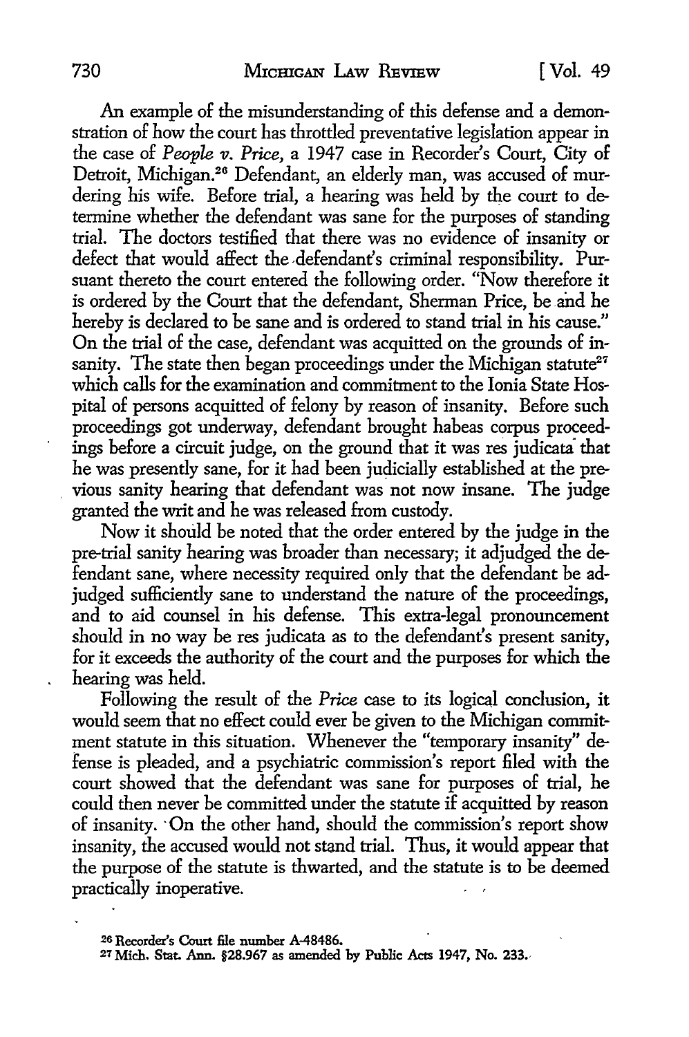An example of the misunderstanding of this defense and a demonstration of how the court has throttled preventative legislation appear in the case of *People v. Price*, a 1947 case in Recorder's Court, City of Detroit, Michigan.[26] Defendant, an elderly man, was accused of murdering his wife. Before trial, a hearing was held by the court to determine whether the defendant was sane for the purposes of standing trial. The doctors testified that there was no evidence of insanity or defect that would affect the defendant's criminal responsibility. Pursuant thereto the court entered the following order. "Now therefore it is ordered by the Court that the defendant, Sherman Price, be and he hereby is declared to be sane and is ordered to stand trial in his cause." On the trial of the case, defendant was acquitted on the grounds of insanity. The state then began proceedings under the Michigan statute[27] which calls for the examination and commitment to the Ionia State Hospital of persons acquitted of felony by reason of insanity. Before such proceedings got underway, defendant brought habeas corpus proceedings before a circuit judge, on the ground that it was res judicata that he was presently sane, for it had been judicially established at the previous sanity hearing that defendant was not now insane. The judge granted the writ and he was released from custody.

Now it should be noted that the order entered by the judge in the pre-trial sanity hearing was broader than necessary; it adjudged the defendant sane, where necessity required only that the defendant be adjudged sufficiently sane to understand the nature of the proceedings, and to aid counsel in his defense. This extra-legal pronouncement should in no way be res judicata as to the defendant's present sanity, for it exceeds the authority of the court and the purposes for which the hearing was held.

Following the result of the *Price* case to its logical conclusion, it would seem that no effect could ever be given to the Michigan commitment statute in this situation. Whenever the "temporary insanity" defense is pleaded, and a psychiatric commission's report filed with the court showed that the defendant was sane for purposes of trial, he could then never be committed under the statute if acquitted by reason of insanity. On the other hand, should the commission's report show insanity, the accused would not stand trial. Thus, it would appear that the purpose of the statute is thwarted, and the statute is to be deemed practically inoperative.

[26] Recorder's Court file number A-48486.

[27] Mich. Stat. Ann. §28.967 as amended by Public Acts 1947, No. 233.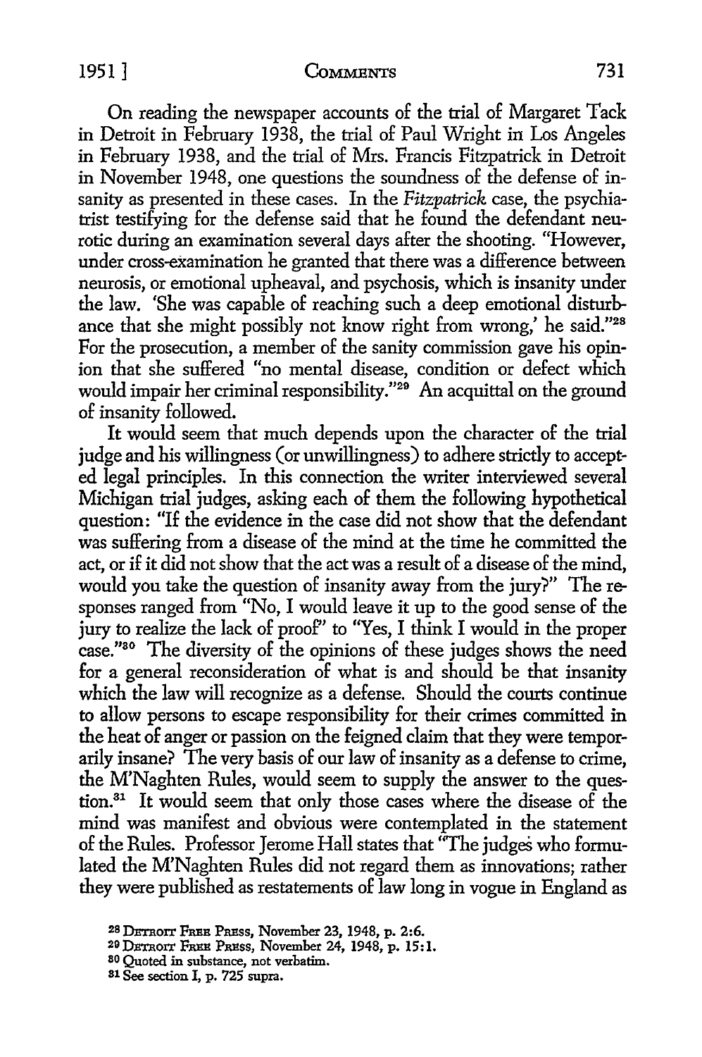On reading the newspaper accounts of the trial of Margaret Tack in Detroit in February 1938, the trial of Paul Wright in Los Angeles in February 1938, and the trial of Mrs. Francis Fitzpatrick in Detroit in November 1948, one questions the soundness of the defense of insanity as presented in these cases. In the *Fitzpatrick* case, the psychiatrist testifying for the defense said that he found the defendant neurotic during an examination several days after the shooting. "However, under cross-examination he granted that there was a difference between neurosis, or emotional upheaval, and psychosis, which is insanity under the law. 'She was capable of reaching such a deep emotional disturbance that she might possibly not know right from wrong,' he said."[28] For the prosecution, a member of the sanity commission gave his opinion that she suffered "no mental disease, condition or defect which would impair her criminal responsibility."[29] An acquittal on the ground of insanity followed.

It would seem that much depends upon the character of the trial judge and his willingness (or unwillingness) to adhere strictly to accepted legal principles. In this connection the writer interviewed several Michigan trial judges, asking each of them the following hypothetical question: "If the evidence in the case did not show that the defendant was suffering from a disease of the mind at the time he committed the act, or if it did not show that the act was a result of a disease of the mind, would you take the question of insanity away from the jury?" The responses ranged from "No, I would leave it up to the good sense of the jury to realize the lack of proof" to "Yes, I think I would in the proper case."[30] The diversity of the opinions of these judges shows the need for a general reconsideration of what is and should be that insanity which the law will recognize as a defense. Should the courts continue to allow persons to escape responsibility for their crimes committed in the heat of anger or passion on the feigned claim that they were temporarily insane? The very basis of our law of insanity as a defense to crime, the M'Naghten Rules, would seem to supply the answer to the question.[31] It would seem that only those cases where the disease of the mind was manifest and obvious were contemplated in the statement of the Rules. Professor Jerome Hall states that "The judges who formulated the M'Naghten Rules did not regard them as innovations; rather they were published as restatements of law long in vogue in England as

[28] DETROIT FREE PRESS, November 23, 1948, p. 2:6.

[29] DETROIT FREE PRESS, November 24, 1948, p. 15:1.

[30] Quoted in substance, not verbatim.

[31] See section I, p. 725 supra.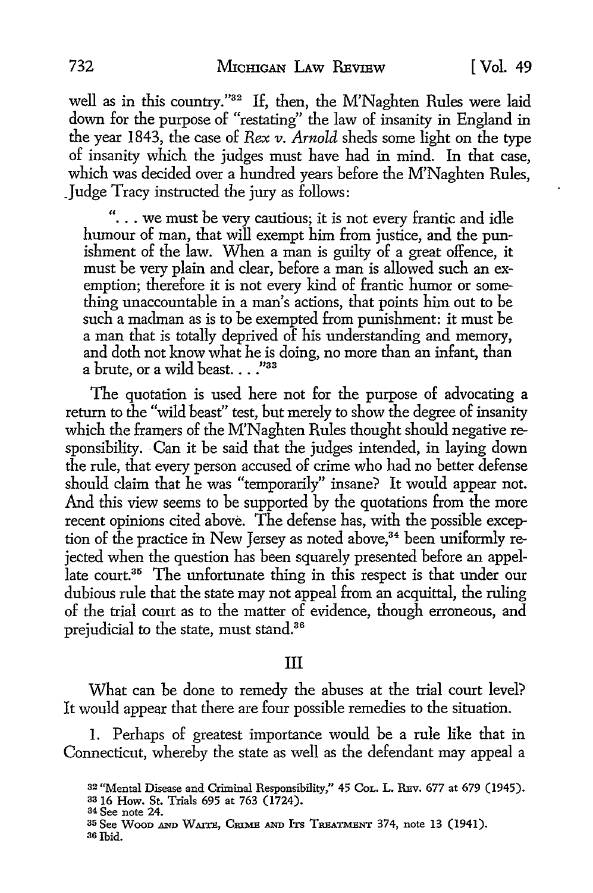well as in this country."[32] If, then, the M'Naghten Rules were laid down for the purpose of "restating" the law of insanity in England in the year 1843, the case of *Rex v. Arnold* sheds some light on the type of insanity which the judges must have had in mind. In that case, which was decided over a hundred years before the M'Naghten Rules, Judge Tracy instructed the jury as follows:

> ". . . we must be very cautious; it is not every frantic and idle humour of man, that will exempt him from justice, and the punishment of the law. When a man is guilty of a great offence, it must be very plain and clear, before a man is allowed such an exemption; therefore it is not every kind of frantic humor or something unaccountable in a man's actions, that points him out to be such a madman as is to be exempted from punishment: it must be a man that is totally deprived of his understanding and memory, and doth not know what he is doing, no more than an infant, than a brute, or a wild beast. . . ."[33]

The quotation is used here not for the purpose of advocating a return to the "wild beast" test, but merely to show the degree of insanity which the framers of the M'Naghten Rules thought should negative responsibility. Can it be said that the judges intended, in laying down the rule, that every person accused of crime who had no better defense should claim that he was "temporarily" insane? It would appear not. And this view seems to be supported by the quotations from the more recent opinions cited above. The defense has, with the possible exception of the practice in New Jersey as noted above,[34] been uniformly rejected when the question has been squarely presented before an appellate court.[35] The unfortunate thing in this respect is that under our dubious rule that the state may not appeal from an acquittal, the ruling of the trial court as to the matter of evidence, though erroneous, and prejudicial to the state, must stand.[36]

## III

What can be done to remedy the abuses at the trial court level? It would appear that there are four possible remedies to the situation.

1. Perhaps of greatest importance would be a rule like that in Connecticut, whereby the state as well as the defendant may appeal a

---

[32] "Mental Disease and Criminal Responsibility," 45 Col. L. Rev. 677 at 679 (1945).

[33] 16 How. St. Trials 695 at 763 (1724).

[34] See note 24.

[35] See Wood and Waite, Crime and Its Treatment 374, note 13 (1941).

[36] Ibid.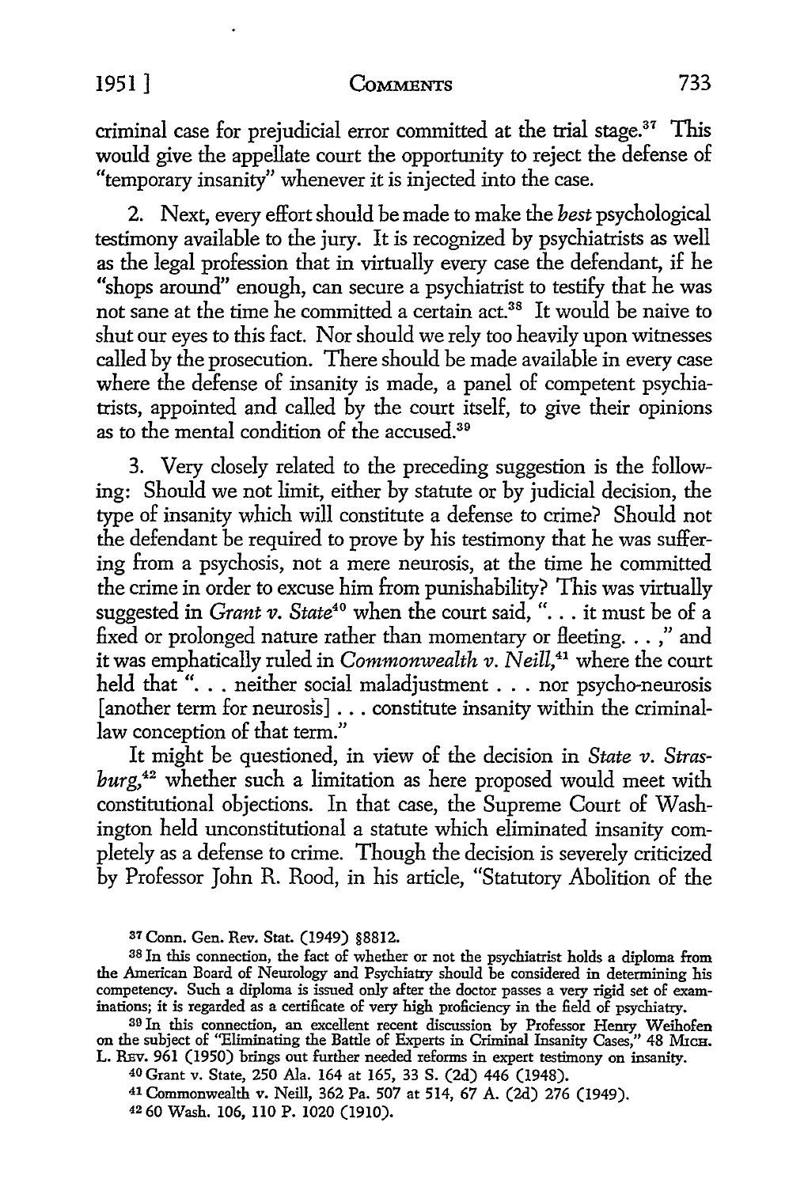criminal case for prejudicial error committed at the trial stage.[37] This would give the appellate court the opportunity to reject the defense of "temporary insanity" whenever it is injected into the case.

2. Next, every effort should be made to make the *best* psychological testimony available to the jury. It is recognized by psychiatrists as well as the legal profession that in virtually every case the defendant, if he "shops around" enough, can secure a psychiatrist to testify that he was not sane at the time he committed a certain act.[38] It would be naive to shut our eyes to this fact. Nor should we rely too heavily upon witnesses called by the prosecution. There should be made available in every case where the defense of insanity is made, a panel of competent psychiatrists, appointed and called by the court itself, to give their opinions as to the mental condition of the accused.[39]

3. Very closely related to the preceding suggestion is the following: Should we not limit, either by statute or by judicial decision, the type of insanity which will constitute a defense to crime? Should not the defendant be required to prove by his testimony that he was suffering from a psychosis, not a mere neurosis, at the time he committed the crime in order to excuse him from punishability? This was virtually suggested in *Grant v. State*[40] when the court said, ". . . it must be of a fixed or prolonged nature rather than momentary or fleeting. . . ," and it was emphatically ruled in *Commonwealth v. Neill*,[41] where the court held that ". . . neither social maladjustment . . . nor psycho-neurosis [another term for neurosis] . . . constitute insanity within the criminal-law conception of that term."

It might be questioned, in view of the decision in *State v. Strasburg*,[42] whether such a limitation as here proposed would meet with constitutional objections. In that case, the Supreme Court of Washington held unconstitutional a statute which eliminated insanity completely as a defense to crime. Though the decision is severely criticized by Professor John R. Rood, in his article, "Statutory Abolition of the

---

[37] Conn. Gen. Rev. Stat. (1949) §8812.

[38] In this connection, the fact of whether or not the psychiatrist holds a diploma from the American Board of Neurology and Psychiatry should be considered in determining his competency. Such a diploma is issued only after the doctor passes a very rigid set of examinations; it is regarded as a certificate of very high proficiency in the field of psychiatry.

[39] In this connection, an excellent recent discussion by Professor Henry Weihofen on the subject of "Eliminating the Battle of Experts in Criminal Insanity Cases," 48 MICH. L. REV. 961 (1950) brings out further needed reforms in expert testimony on insanity.

[40] Grant v. State, 250 Ala. 164 at 165, 33 S. (2d) 446 (1948).

[41] Commonwealth v. Neill, 362 Pa. 507 at 514, 67 A. (2d) 276 (1949).

[42] 60 Wash. 106, 110 P. 1020 (1910).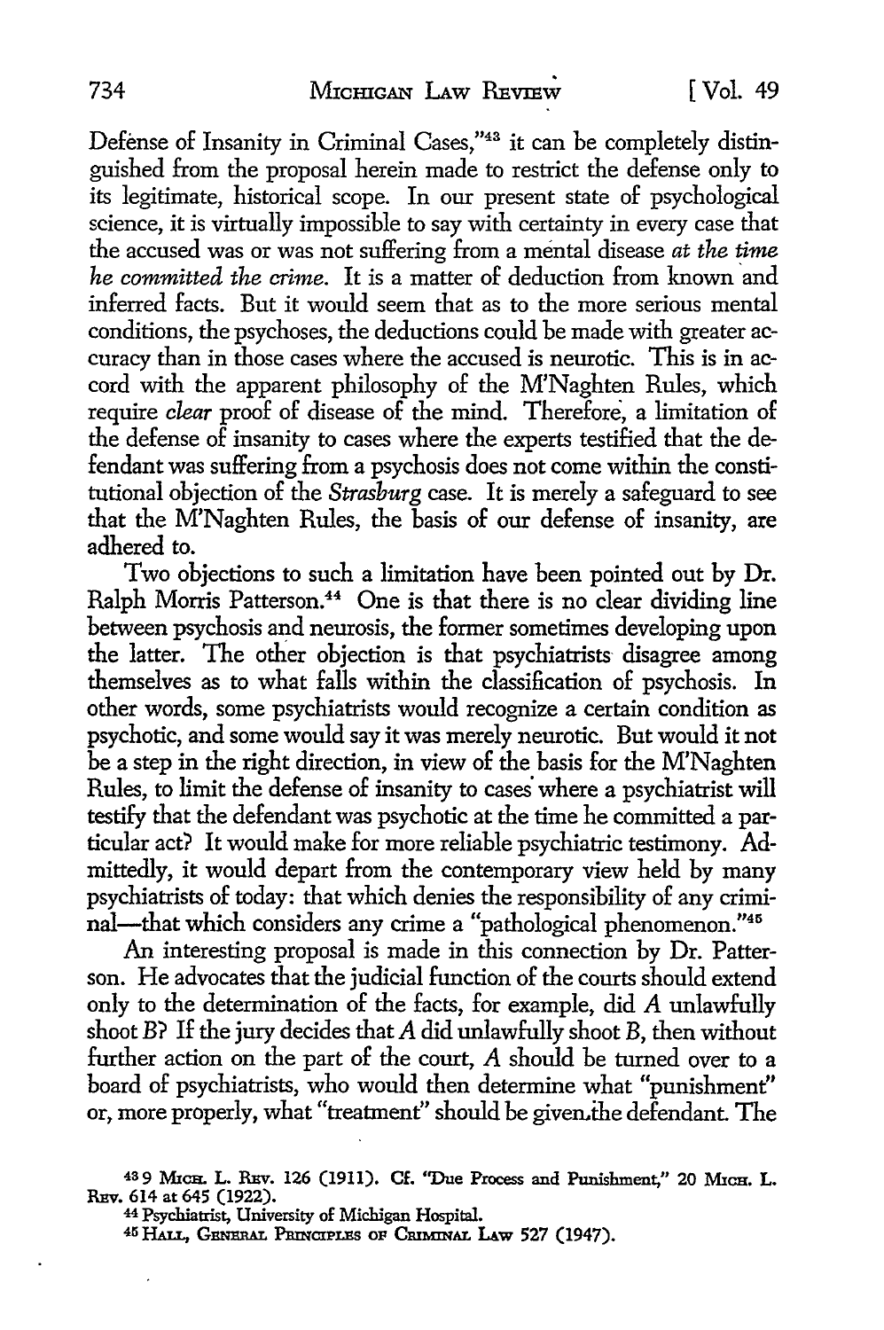Defense of Insanity in Criminal Cases,"[43] it can be completely distinguished from the proposal herein made to restrict the defense only to its legitimate, historical scope. In our present state of psychological science, it is virtually impossible to say with certainty in every case that the accused was or was not suffering from a mental disease *at the time he committed the crime*. It is a matter of deduction from known and inferred facts. But it would seem that as to the more serious mental conditions, the psychoses, the deductions could be made with greater accuracy than in those cases where the accused is neurotic. This is in accord with the apparent philosophy of the M'Naghten Rules, which require *clear* proof of disease of the mind. Therefore, a limitation of the defense of insanity to cases where the experts testified that the defendant was suffering from a psychosis does not come within the constitutional objection of the *Strasburg* case. It is merely a safeguard to see that the M'Naghten Rules, the basis of our defense of insanity, are adhered to.

Two objections to such a limitation have been pointed out by Dr. Ralph Morris Patterson.[44] One is that there is no clear dividing line between psychosis and neurosis, the former sometimes developing upon the latter. The other objection is that psychiatrists disagree among themselves as to what falls within the classification of psychosis. In other words, some psychiatrists would recognize a certain condition as psychotic, and some would say it was merely neurotic. But would it not be a step in the right direction, in view of the basis for the M'Naghten Rules, to limit the defense of insanity to cases where a psychiatrist will testify that the defendant was psychotic at the time he committed a particular act? It would make for more reliable psychiatric testimony. Admittedly, it would depart from the contemporary view held by many psychiatrists of today: that which denies the responsibility of any criminal—that which considers any crime a "pathological phenomenon."[45]

An interesting proposal is made in this connection by Dr. Patterson. He advocates that the judicial function of the courts should extend only to the determination of the facts, for example, did *A* unlawfully shoot *B*? If the jury decides that *A* did unlawfully shoot *B*, then without further action on the part of the court, *A* should be turned over to a board of psychiatrists, who would then determine what "punishment" or, more properly, what "treatment" should be given the defendant. The

---

[43] 9 Mich. L. Rev. 126 (1911). Cf. "Due Process and Punishment," 20 Mich. L. Rev. 614 at 645 (1922).

[44] Psychiatrist, University of Michigan Hospital.

[45] Hall, General Principles of Criminal Law 527 (1947).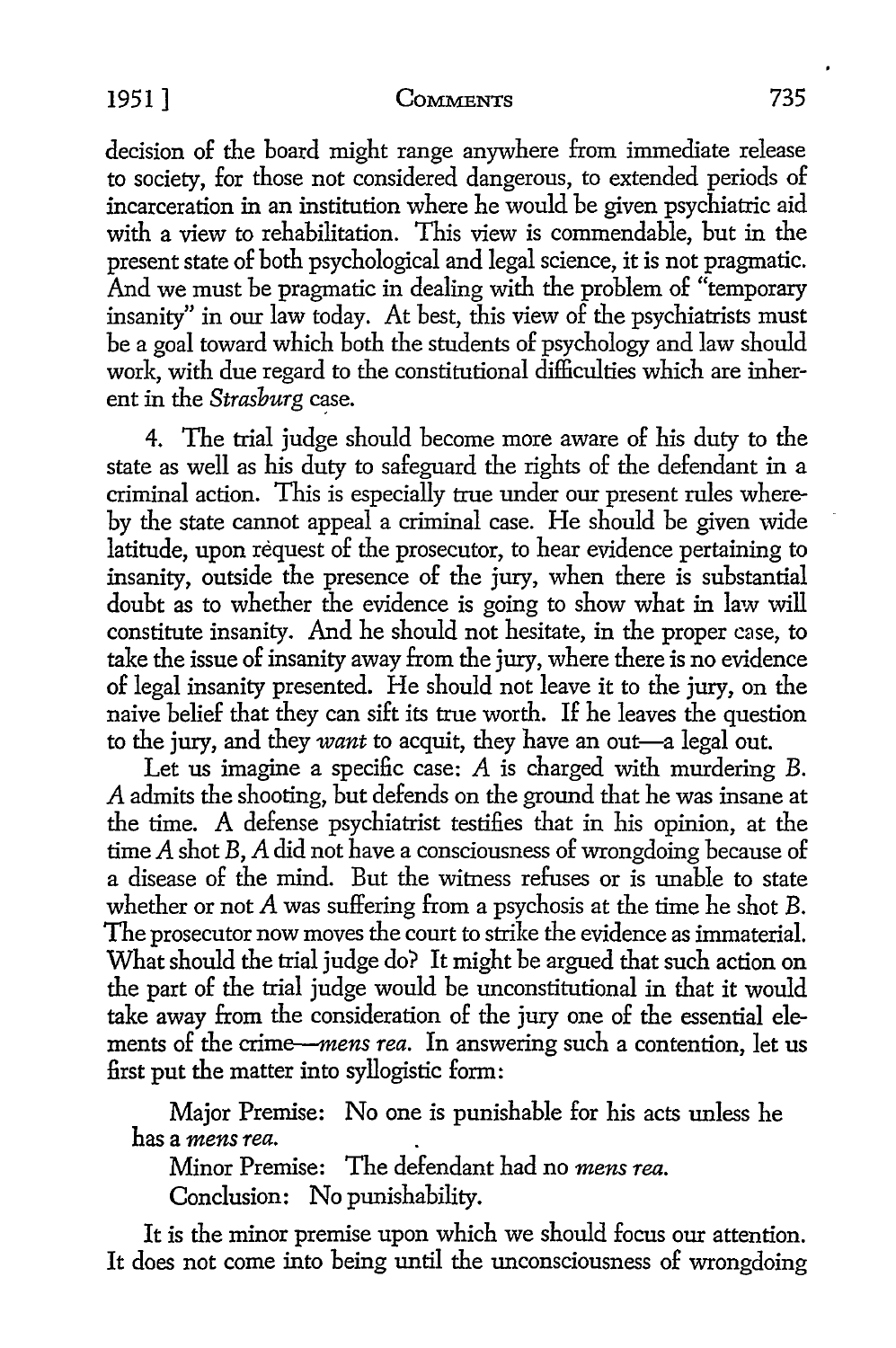decision of the board might range anywhere from immediate release to society, for those not considered dangerous, to extended periods of incarceration in an institution where he would be given psychiatric aid with a view to rehabilitation. This view is commendable, but in the present state of both psychological and legal science, it is not pragmatic. And we must be pragmatic in dealing with the problem of "temporary insanity" in our law today. At best, this view of the psychiatrists must be a goal toward which both the students of psychology and law should work, with due regard to the constitutional difficulties which are inherent in the *Strasburg* case.

4. The trial judge should become more aware of his duty to the state as well as his duty to safeguard the rights of the defendant in a criminal action. This is especially true under our present rules whereby the state cannot appeal a criminal case. He should be given wide latitude, upon request of the prosecutor, to hear evidence pertaining to insanity, outside the presence of the jury, when there is substantial doubt as to whether the evidence is going to show what in law will constitute insanity. And he should not hesitate, in the proper case, to take the issue of insanity away from the jury, where there is no evidence of legal insanity presented. He should not leave it to the jury, on the naive belief that they can sift its true worth. If he leaves the question to the jury, and they *want* to acquit, they have an out—a legal out.

Let us imagine a specific case: *A* is charged with murdering *B*. *A* admits the shooting, but defends on the ground that he was insane at the time. A defense psychiatrist testifies that in his opinion, at the time *A* shot *B*, *A* did not have a consciousness of wrongdoing because of a disease of the mind. But the witness refuses or is unable to state whether or not *A* was suffering from a psychosis at the time he shot *B*. The prosecutor now moves the court to strike the evidence as immaterial. What should the trial judge do? It might be argued that such action on the part of the trial judge would be unconstitutional in that it would take away from the consideration of the jury one of the essential elements of the crime—*mens rea*. In answering such a contention, let us first put the matter into syllogistic form:

Major Premise: No one is punishable for his acts unless he has a *mens rea*.

Minor Premise: The defendant had no *mens rea*.

Conclusion: No punishability.

It is the minor premise upon which we should focus our attention. It does not come into being until the unconsciousness of wrongdoing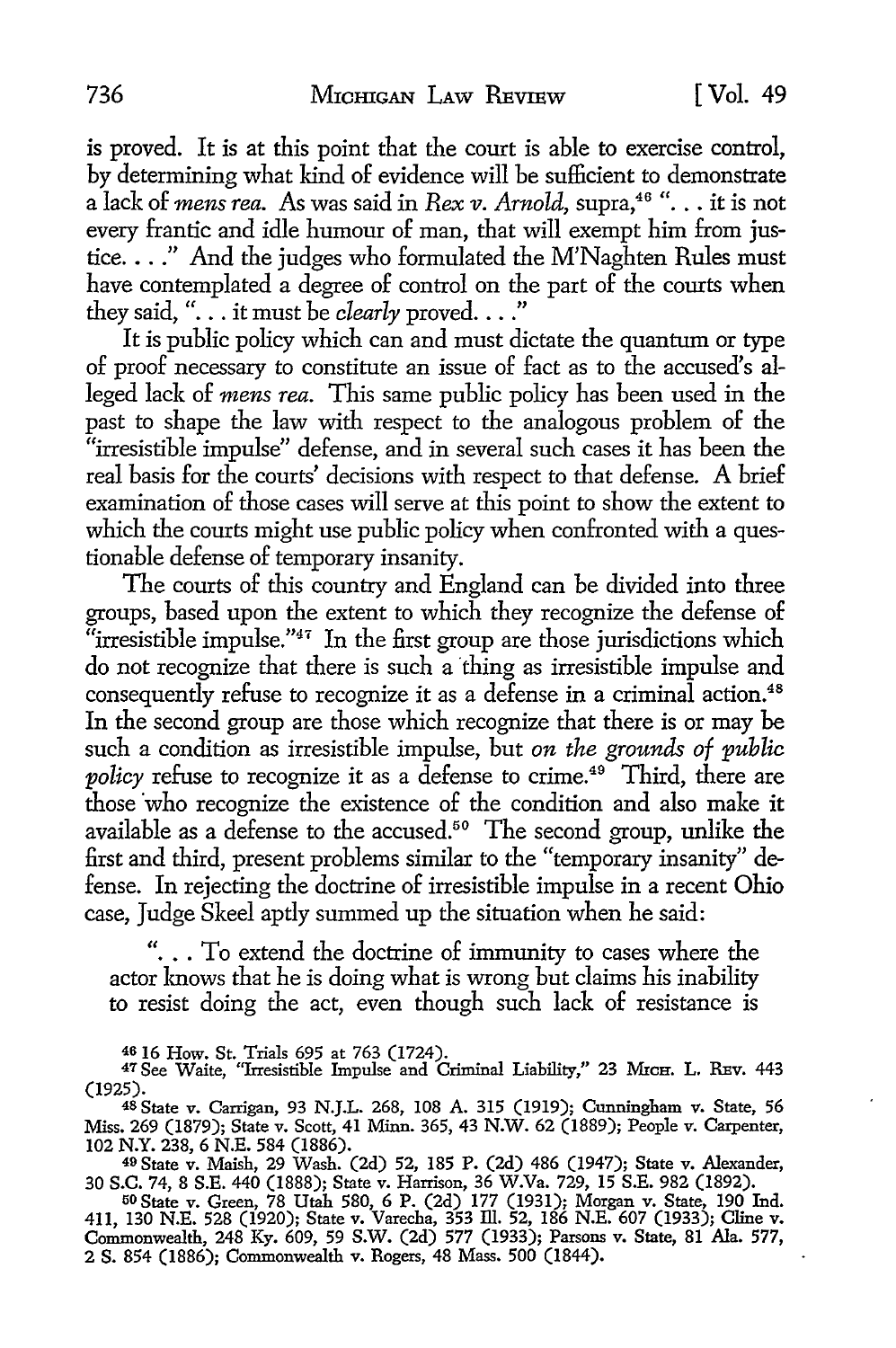is proved. It is at this point that the court is able to exercise control, by determining what kind of evidence will be sufficient to demonstrate a lack of *mens rea*. As was said in *Rex v. Arnold*, supra,[46] ". . . it is not every frantic and idle humour of man, that will exempt him from justice. . . ." And the judges who formulated the M'Naghten Rules must have contemplated a degree of control on the part of the courts when they said, ". . . it must be *clearly* proved. . . ."

It is public policy which can and must dictate the quantum or type of proof necessary to constitute an issue of fact as to the accused's alleged lack of *mens rea*. This same public policy has been used in the past to shape the law with respect to the analogous problem of the "irresistible impulse" defense, and in several such cases it has been the real basis for the courts' decisions with respect to that defense. A brief examination of those cases will serve at this point to show the extent to which the courts might use public policy when confronted with a questionable defense of temporary insanity.

The courts of this country and England can be divided into three groups, based upon the extent to which they recognize the defense of "irresistible impulse."[47] In the first group are those jurisdictions which do not recognize that there is such a thing as irresistible impulse and consequently refuse to recognize it as a defense in a criminal action.[48] In the second group are those which recognize that there is or may be such a condition as irresistible impulse, but *on the grounds of public policy* refuse to recognize it as a defense to crime.[49] Third, there are those who recognize the existence of the condition and also make it available as a defense to the accused.[50] The second group, unlike the first and third, present problems similar to the "temporary insanity" defense. In rejecting the doctrine of irresistible impulse in a recent Ohio case, Judge Skeel aptly summed up the situation when he said:

> ". . . To extend the doctrine of immunity to cases where the actor knows that he is doing what is wrong but claims his inability to resist doing the act, even though such lack of resistance is

[46] 16 How. St. Trials 695 at 763 (1724).

[47] See Waite, "Irresistible Impulse and Criminal Liability," 23 Mich. L. Rev. 443 (1925).

[48] State v. Carrigan, 93 N.J.L. 268, 108 A. 315 (1919); Cunningham v. State, 56 Miss. 269 (1879); State v. Scott, 41 Minn. 365, 43 N.W. 62 (1889); People v. Carpenter, 102 N.Y. 238, 6 N.E. 584 (1886).

[49] State v. Maish, 29 Wash. (2d) 52, 185 P. (2d) 486 (1947); State v. Alexander, 30 S.C. 74, 8 S.E. 440 (1888); State v. Harrison, 36 W.Va. 729, 15 S.E. 982 (1892).

[50] State v. Green, 78 Utah 580, 6 P. (2d) 177 (1931); Morgan v. State, 190 Ind. 411, 130 N.E. 528 (1920); State v. Varecha, 353 Ill. 52, 186 N.E. 607 (1933); Cline v. Commonwealth, 248 Ky. 609, 59 S.W. (2d) 577 (1933); Parsons v. State, 81 Ala. 577, 2 S. 854 (1886); Commonwealth v. Rogers, 48 Mass. 500 (1844).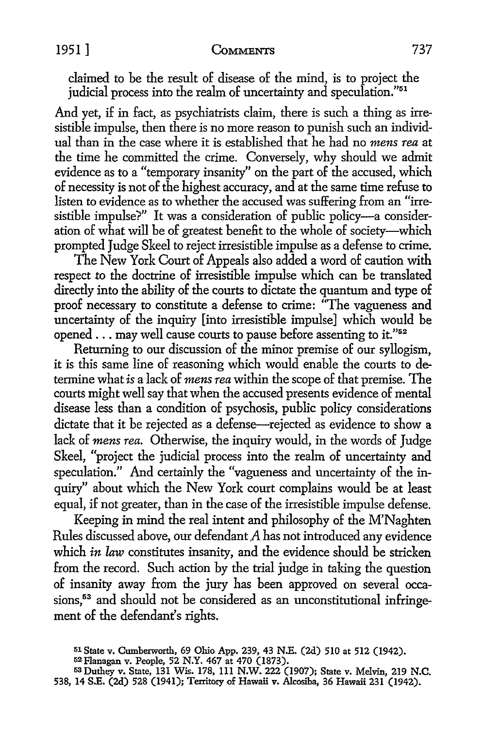claimed to be the result of disease of the mind, is to project the judicial process into the realm of uncertainty and speculation."[51]

And yet, if in fact, as psychiatrists claim, there is such a thing as irresistible impulse, then there is no more reason to punish such an individual than in the case where it is established that he had no *mens rea* at the time he committed the crime. Conversely, why should we admit evidence as to a "temporary insanity" on the part of the accused, which of necessity is not of the highest accuracy, and at the same time refuse to listen to evidence as to whether the accused was suffering from an "irresistible impulse?" It was a consideration of public policy—a consideration of what will be of greatest benefit to the whole of society—which prompted Judge Skeel to reject irresistible impulse as a defense to crime.

The New York Court of Appeals also added a word of caution with respect to the doctrine of irresistible impulse which can be translated directly into the ability of the courts to dictate the quantum and type of proof necessary to constitute a defense to crime: "The vagueness and uncertainty of the inquiry [into irresistible impulse] which would be opened . . . may well cause courts to pause before assenting to it."[52]

Returning to our discussion of the minor premise of our syllogism, it is this same line of reasoning which would enable the courts to determine what *is* a lack of *mens rea* within the scope of that premise. The courts might well say that when the accused presents evidence of mental disease less than a condition of psychosis, public policy considerations dictate that it be rejected as a defense—rejected as evidence to show a lack of *mens rea*. Otherwise, the inquiry would, in the words of Judge Skeel, "project the judicial process into the realm of uncertainty and speculation." And certainly the "vagueness and uncertainty of the inquiry" about which the New York court complains would be at least equal, if not greater, than in the case of the irresistible impulse defense.

Keeping in mind the real intent and philosophy of the M'Naghten Rules discussed above, our defendant *A* has not introduced any evidence which *in law* constitutes insanity, and the evidence should be stricken from the record. Such action by the trial judge in taking the question of insanity away from the jury has been approved on several occasions,[53] and should not be considered as an unconstitutional infringement of the defendant's rights.

---

[51] State v. Cumberworth, 69 Ohio App. 239, 43 N.E. (2d) 510 at 512 (1942).

[52] Flanagan v. People, 52 N.Y. 467 at 470 (1873).

[53] Duthey v. State, 131 Wis. 178, 111 N.W. 222 (1907); State v. Melvin, 219 N.C. 538, 14 S.E. (2d) 528 (1941); Territory of Hawaii v. Alcosiba, 36 Hawaii 231 (1942).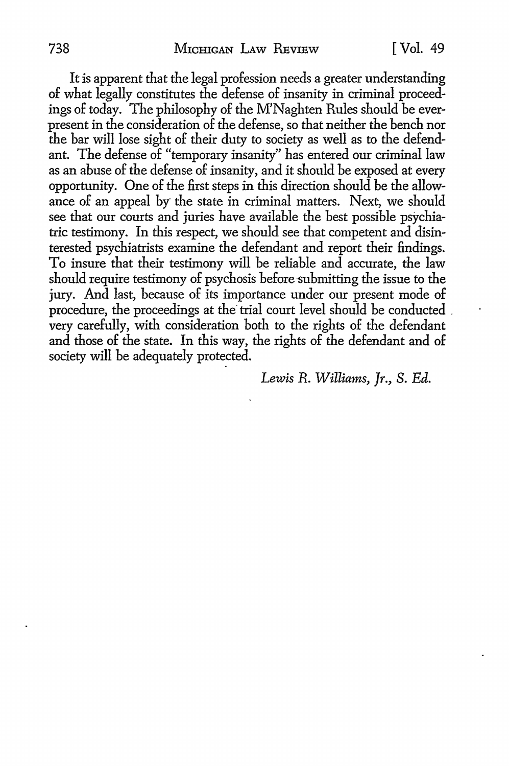It is apparent that the legal profession needs a greater understanding of what legally constitutes the defense of insanity in criminal proceedings of today. The philosophy of the M'Naghten Rules should be ever-present in the consideration of the defense, so that neither the bench nor the bar will lose sight of their duty to society as well as to the defendant. The defense of "temporary insanity" has entered our criminal law as an abuse of the defense of insanity, and it should be exposed at every opportunity. One of the first steps in this direction should be the allowance of an appeal by the state in criminal matters. Next, we should see that our courts and juries have available the best possible psychiatric testimony. In this respect, we should see that competent and disinterested psychiatrists examine the defendant and report their findings. To insure that their testimony will be reliable and accurate, the law should require testimony of psychosis before submitting the issue to the jury. And last, because of its importance under our present mode of procedure, the proceedings at the trial court level should be conducted very carefully, with consideration both to the rights of the defendant and those of the state. In this way, the rights of the defendant and of society will be adequately protected.

*Lewis R. Williams, Jr., S. Ed.*